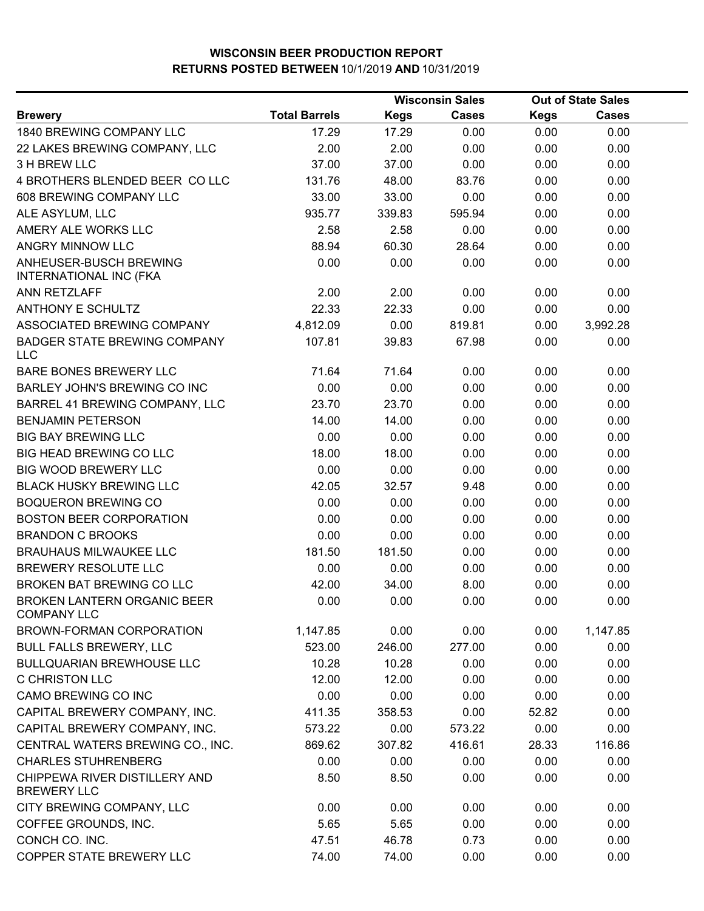# WISCONSIN BEER PRODUCTION REPORT

## RETURNS POSTED BETWEEN 10/1/2019 AND 10/31/2019

| Brewery | Total Barrels | Wisconsin Sales | | Out of State Sales | |
|---|---|---|---|---|---|
| | | Kegs | Cases | Kegs | Cases |
| 1840 BREWING COMPANY LLC | 17.29 | 17.29 | 0.00 | 0.00 | 0.00 |
| 22 LAKES BREWING COMPANY, LLC | 2.00 | 2.00 | 0.00 | 0.00 | 0.00 |
| 3 H BREW LLC | 37.00 | 37.00 | 0.00 | 0.00 | 0.00 |
| 4 BROTHERS BLENDED BEER CO LLC | 131.76 | 48.00 | 83.76 | 0.00 | 0.00 |
| 608 BREWING COMPANY LLC | 33.00 | 33.00 | 0.00 | 0.00 | 0.00 |
| ALE ASYLUM, LLC | 935.77 | 339.83 | 595.94 | 0.00 | 0.00 |
| AMERY ALE WORKS LLC | 2.58 | 2.58 | 0.00 | 0.00 | 0.00 |
| ANGRY MINNOW LLC | 88.94 | 60.30 | 28.64 | 0.00 | 0.00 |
| ANHEUSER-BUSCH BREWING INTERNATIONAL INC (FKA | 0.00 | 0.00 | 0.00 | 0.00 | 0.00 |
| ANN RETZLAFF | 2.00 | 2.00 | 0.00 | 0.00 | 0.00 |
| ANTHONY E SCHULTZ | 22.33 | 22.33 | 0.00 | 0.00 | 0.00 |
| ASSOCIATED BREWING COMPANY | 4,812.09 | 0.00 | 819.81 | 0.00 | 3,992.28 |
| BADGER STATE BREWING COMPANY LLC | 107.81 | 39.83 | 67.98 | 0.00 | 0.00 |
| BARE BONES BREWERY LLC | 71.64 | 71.64 | 0.00 | 0.00 | 0.00 |
| BARLEY JOHN'S BREWING CO INC | 0.00 | 0.00 | 0.00 | 0.00 | 0.00 |
| BARREL 41 BREWING COMPANY, LLC | 23.70 | 23.70 | 0.00 | 0.00 | 0.00 |
| BENJAMIN PETERSON | 14.00 | 14.00 | 0.00 | 0.00 | 0.00 |
| BIG BAY BREWING LLC | 0.00 | 0.00 | 0.00 | 0.00 | 0.00 |
| BIG HEAD BREWING CO LLC | 18.00 | 18.00 | 0.00 | 0.00 | 0.00 |
| BIG WOOD BREWERY LLC | 0.00 | 0.00 | 0.00 | 0.00 | 0.00 |
| BLACK HUSKY BREWING LLC | 42.05 | 32.57 | 9.48 | 0.00 | 0.00 |
| BOQUERON BREWING CO | 0.00 | 0.00 | 0.00 | 0.00 | 0.00 |
| BOSTON BEER CORPORATION | 0.00 | 0.00 | 0.00 | 0.00 | 0.00 |
| BRANDON C BROOKS | 0.00 | 0.00 | 0.00 | 0.00 | 0.00 |
| BRAUHAUS MILWAUKEE LLC | 181.50 | 181.50 | 0.00 | 0.00 | 0.00 |
| BREWERY RESOLUTE LLC | 0.00 | 0.00 | 0.00 | 0.00 | 0.00 |
| BROKEN BAT BREWING CO LLC | 42.00 | 34.00 | 8.00 | 0.00 | 0.00 |
| BROKEN LANTERN ORGANIC BEER COMPANY LLC | 0.00 | 0.00 | 0.00 | 0.00 | 0.00 |
| BROWN-FORMAN CORPORATION | 1,147.85 | 0.00 | 0.00 | 0.00 | 1,147.85 |
| BULL FALLS BREWERY, LLC | 523.00 | 246.00 | 277.00 | 0.00 | 0.00 |
| BULLQUARIAN BREWHOUSE LLC | 10.28 | 10.28 | 0.00 | 0.00 | 0.00 |
| C CHRISTON LLC | 12.00 | 12.00 | 0.00 | 0.00 | 0.00 |
| CAMO BREWING CO INC | 0.00 | 0.00 | 0.00 | 0.00 | 0.00 |
| CAPITAL BREWERY COMPANY, INC. | 411.35 | 358.53 | 0.00 | 52.82 | 0.00 |
| CAPITAL BREWERY COMPANY, INC. | 573.22 | 0.00 | 573.22 | 0.00 | 0.00 |
| CENTRAL WATERS BREWING CO., INC. | 869.62 | 307.82 | 416.61 | 28.33 | 116.86 |
| CHARLES STUHRENBERG | 0.00 | 0.00 | 0.00 | 0.00 | 0.00 |
| CHIPPEWA RIVER DISTILLERY AND BREWERY LLC | 8.50 | 8.50 | 0.00 | 0.00 | 0.00 |
| CITY BREWING COMPANY, LLC | 0.00 | 0.00 | 0.00 | 0.00 | 0.00 |
| COFFEE GROUNDS, INC. | 5.65 | 5.65 | 0.00 | 0.00 | 0.00 |
| CONCH CO. INC. | 47.51 | 46.78 | 0.73 | 0.00 | 0.00 |
| COPPER STATE BREWERY LLC | 74.00 | 74.00 | 0.00 | 0.00 | 0.00 |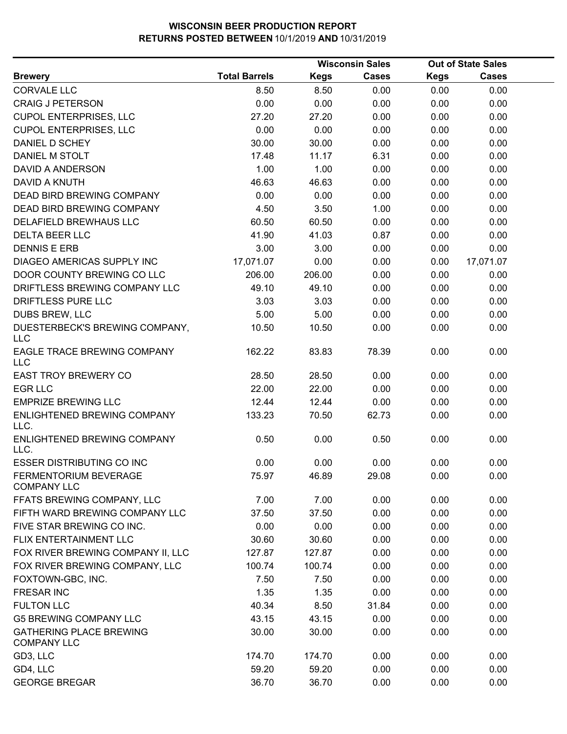# WISCONSIN BEER PRODUCTION REPORT

**RETURNS POSTED BETWEEN** 10/1/2019 **AND** 10/31/2019

| Brewery | Total Barrels | Wisconsin Sales Kegs | Wisconsin Sales Cases | Out of State Sales Kegs | Out of State Sales Cases |
|---|---|---|---|---|---|
| CORVALE LLC | 8.50 | 8.50 | 0.00 | 0.00 | 0.00 |
| CRAIG J PETERSON | 0.00 | 0.00 | 0.00 | 0.00 | 0.00 |
| CUPOL ENTERPRISES, LLC | 27.20 | 27.20 | 0.00 | 0.00 | 0.00 |
| CUPOL ENTERPRISES, LLC | 0.00 | 0.00 | 0.00 | 0.00 | 0.00 |
| DANIEL D SCHEY | 30.00 | 30.00 | 0.00 | 0.00 | 0.00 |
| DANIEL M STOLT | 17.48 | 11.17 | 6.31 | 0.00 | 0.00 |
| DAVID A ANDERSON | 1.00 | 1.00 | 0.00 | 0.00 | 0.00 |
| DAVID A KNUTH | 46.63 | 46.63 | 0.00 | 0.00 | 0.00 |
| DEAD BIRD BREWING COMPANY | 0.00 | 0.00 | 0.00 | 0.00 | 0.00 |
| DEAD BIRD BREWING COMPANY | 4.50 | 3.50 | 1.00 | 0.00 | 0.00 |
| DELAFIELD BREWHAUS LLC | 60.50 | 60.50 | 0.00 | 0.00 | 0.00 |
| DELTA BEER LLC | 41.90 | 41.03 | 0.87 | 0.00 | 0.00 |
| DENNIS E ERB | 3.00 | 3.00 | 0.00 | 0.00 | 0.00 |
| DIAGEO AMERICAS SUPPLY INC | 17,071.07 | 0.00 | 0.00 | 0.00 | 17,071.07 |
| DOOR COUNTY BREWING CO LLC | 206.00 | 206.00 | 0.00 | 0.00 | 0.00 |
| DRIFTLESS BREWING COMPANY LLC | 49.10 | 49.10 | 0.00 | 0.00 | 0.00 |
| DRIFTLESS PURE LLC | 3.03 | 3.03 | 0.00 | 0.00 | 0.00 |
| DUBS BREW, LLC | 5.00 | 5.00 | 0.00 | 0.00 | 0.00 |
| DUESTERBECK'S BREWING COMPANY, LLC | 10.50 | 10.50 | 0.00 | 0.00 | 0.00 |
| EAGLE TRACE BREWING COMPANY LLC | 162.22 | 83.83 | 78.39 | 0.00 | 0.00 |
| EAST TROY BREWERY CO | 28.50 | 28.50 | 0.00 | 0.00 | 0.00 |
| EGR LLC | 22.00 | 22.00 | 0.00 | 0.00 | 0.00 |
| EMPRIZE BREWING LLC | 12.44 | 12.44 | 0.00 | 0.00 | 0.00 |
| ENLIGHTENED BREWING COMPANY LLC. | 133.23 | 70.50 | 62.73 | 0.00 | 0.00 |
| ENLIGHTENED BREWING COMPANY LLC. | 0.50 | 0.00 | 0.50 | 0.00 | 0.00 |
| ESSER DISTRIBUTING CO INC | 0.00 | 0.00 | 0.00 | 0.00 | 0.00 |
| FERMENTORIUM BEVERAGE COMPANY LLC | 75.97 | 46.89 | 29.08 | 0.00 | 0.00 |
| FFATS BREWING COMPANY, LLC | 7.00 | 7.00 | 0.00 | 0.00 | 0.00 |
| FIFTH WARD BREWING COMPANY LLC | 37.50 | 37.50 | 0.00 | 0.00 | 0.00 |
| FIVE STAR BREWING CO INC. | 0.00 | 0.00 | 0.00 | 0.00 | 0.00 |
| FLIX ENTERTAINMENT LLC | 30.60 | 30.60 | 0.00 | 0.00 | 0.00 |
| FOX RIVER BREWING COMPANY II, LLC | 127.87 | 127.87 | 0.00 | 0.00 | 0.00 |
| FOX RIVER BREWING COMPANY, LLC | 100.74 | 100.74 | 0.00 | 0.00 | 0.00 |
| FOXTOWN-GBC, INC. | 7.50 | 7.50 | 0.00 | 0.00 | 0.00 |
| FRESAR INC | 1.35 | 1.35 | 0.00 | 0.00 | 0.00 |
| FULTON LLC | 40.34 | 8.50 | 31.84 | 0.00 | 0.00 |
| G5 BREWING COMPANY LLC | 43.15 | 43.15 | 0.00 | 0.00 | 0.00 |
| GATHERING PLACE BREWING COMPANY LLC | 30.00 | 30.00 | 0.00 | 0.00 | 0.00 |
| GD3, LLC | 174.70 | 174.70 | 0.00 | 0.00 | 0.00 |
| GD4, LLC | 59.20 | 59.20 | 0.00 | 0.00 | 0.00 |
| GEORGE BREGAR | 36.70 | 36.70 | 0.00 | 0.00 | 0.00 |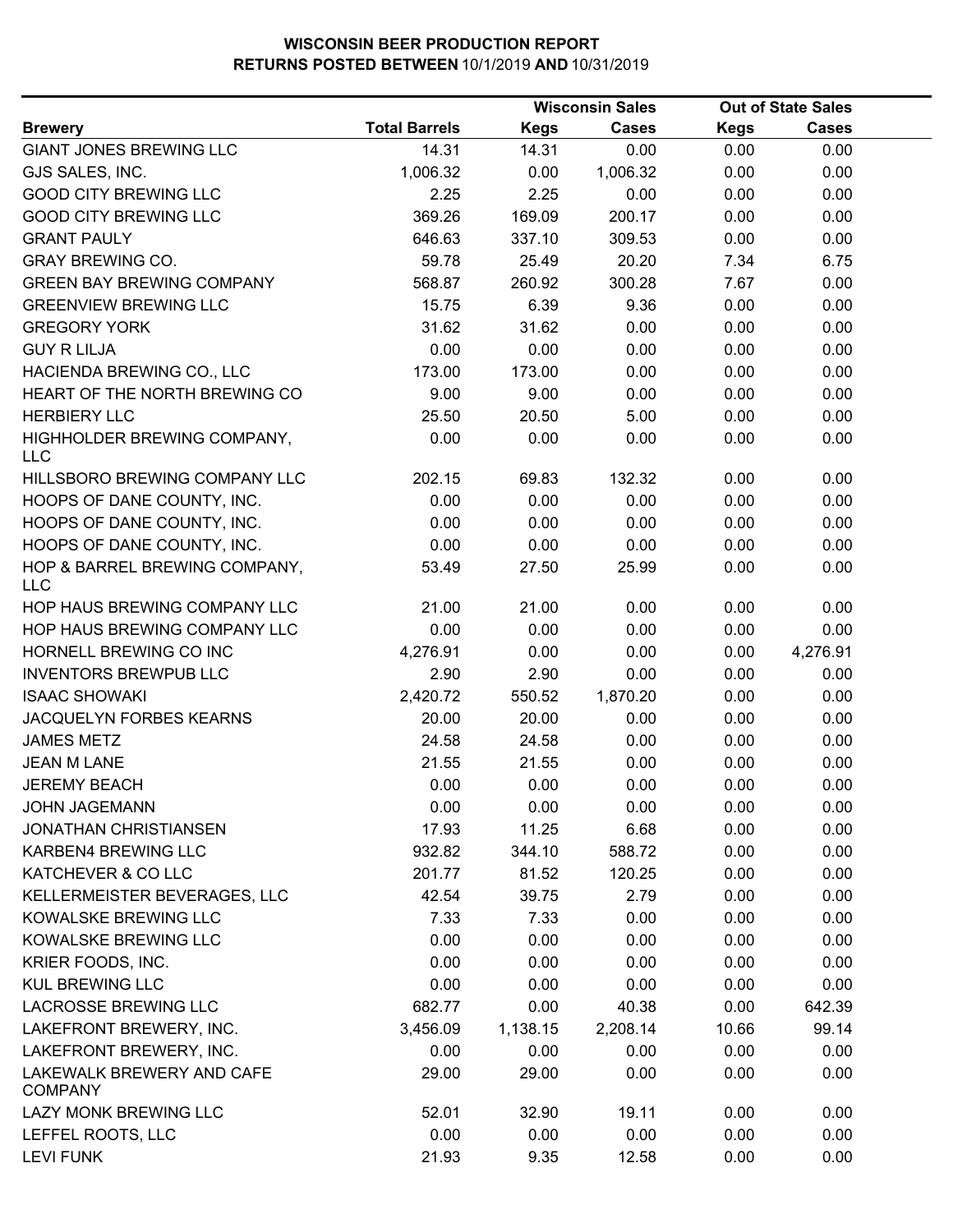# WISCONSIN BEER PRODUCTION REPORT

## RETURNS POSTED BETWEEN 10/1/2019 AND 10/31/2019

| Brewery | Total Barrels | Wisconsin Sales Kegs | Wisconsin Sales Cases | Out of State Sales Kegs | Out of State Sales Cases |
|---|---|---|---|---|---|
| GIANT JONES BREWING LLC | 14.31 | 14.31 | 0.00 | 0.00 | 0.00 |
| GJS SALES, INC. | 1,006.32 | 0.00 | 1,006.32 | 0.00 | 0.00 |
| GOOD CITY BREWING LLC | 2.25 | 2.25 | 0.00 | 0.00 | 0.00 |
| GOOD CITY BREWING LLC | 369.26 | 169.09 | 200.17 | 0.00 | 0.00 |
| GRANT PAULY | 646.63 | 337.10 | 309.53 | 0.00 | 0.00 |
| GRAY BREWING CO. | 59.78 | 25.49 | 20.20 | 7.34 | 6.75 |
| GREEN BAY BREWING COMPANY | 568.87 | 260.92 | 300.28 | 7.67 | 0.00 |
| GREENVIEW BREWING LLC | 15.75 | 6.39 | 9.36 | 0.00 | 0.00 |
| GREGORY YORK | 31.62 | 31.62 | 0.00 | 0.00 | 0.00 |
| GUY R LILJA | 0.00 | 0.00 | 0.00 | 0.00 | 0.00 |
| HACIENDA BREWING CO., LLC | 173.00 | 173.00 | 0.00 | 0.00 | 0.00 |
| HEART OF THE NORTH BREWING CO | 9.00 | 9.00 | 0.00 | 0.00 | 0.00 |
| HERBIERY LLC | 25.50 | 20.50 | 5.00 | 0.00 | 0.00 |
| HIGHHOLDER BREWING COMPANY, LLC | 0.00 | 0.00 | 0.00 | 0.00 | 0.00 |
| HILLSBORO BREWING COMPANY LLC | 202.15 | 69.83 | 132.32 | 0.00 | 0.00 |
| HOOPS OF DANE COUNTY, INC. | 0.00 | 0.00 | 0.00 | 0.00 | 0.00 |
| HOOPS OF DANE COUNTY, INC. | 0.00 | 0.00 | 0.00 | 0.00 | 0.00 |
| HOOPS OF DANE COUNTY, INC. | 0.00 | 0.00 | 0.00 | 0.00 | 0.00 |
| HOP & BARREL BREWING COMPANY, LLC | 53.49 | 27.50 | 25.99 | 0.00 | 0.00 |
| HOP HAUS BREWING COMPANY LLC | 21.00 | 21.00 | 0.00 | 0.00 | 0.00 |
| HOP HAUS BREWING COMPANY LLC | 0.00 | 0.00 | 0.00 | 0.00 | 0.00 |
| HORNELL BREWING CO INC | 4,276.91 | 0.00 | 0.00 | 0.00 | 4,276.91 |
| INVENTORS BREWPUB LLC | 2.90 | 2.90 | 0.00 | 0.00 | 0.00 |
| ISAAC SHOWAKI | 2,420.72 | 550.52 | 1,870.20 | 0.00 | 0.00 |
| JACQUELYN FORBES KEARNS | 20.00 | 20.00 | 0.00 | 0.00 | 0.00 |
| JAMES METZ | 24.58 | 24.58 | 0.00 | 0.00 | 0.00 |
| JEAN M LANE | 21.55 | 21.55 | 0.00 | 0.00 | 0.00 |
| JEREMY BEACH | 0.00 | 0.00 | 0.00 | 0.00 | 0.00 |
| JOHN JAGEMANN | 0.00 | 0.00 | 0.00 | 0.00 | 0.00 |
| JONATHAN CHRISTIANSEN | 17.93 | 11.25 | 6.68 | 0.00 | 0.00 |
| KARBEN4 BREWING LLC | 932.82 | 344.10 | 588.72 | 0.00 | 0.00 |
| KATCHEVER & CO LLC | 201.77 | 81.52 | 120.25 | 0.00 | 0.00 |
| KELLERMEISTER BEVERAGES, LLC | 42.54 | 39.75 | 2.79 | 0.00 | 0.00 |
| KOWALSKE BREWING LLC | 7.33 | 7.33 | 0.00 | 0.00 | 0.00 |
| KOWALSKE BREWING LLC | 0.00 | 0.00 | 0.00 | 0.00 | 0.00 |
| KRIER FOODS, INC. | 0.00 | 0.00 | 0.00 | 0.00 | 0.00 |
| KUL BREWING LLC | 0.00 | 0.00 | 0.00 | 0.00 | 0.00 |
| LACROSSE BREWING LLC | 682.77 | 0.00 | 40.38 | 0.00 | 642.39 |
| LAKEFRONT BREWERY, INC. | 3,456.09 | 1,138.15 | 2,208.14 | 10.66 | 99.14 |
| LAKEFRONT BREWERY, INC. | 0.00 | 0.00 | 0.00 | 0.00 | 0.00 |
| LAKEWALK BREWERY AND CAFE COMPANY | 29.00 | 29.00 | 0.00 | 0.00 | 0.00 |
| LAZY MONK BREWING LLC | 52.01 | 32.90 | 19.11 | 0.00 | 0.00 |
| LEFFEL ROOTS, LLC | 0.00 | 0.00 | 0.00 | 0.00 | 0.00 |
| LEVI FUNK | 21.93 | 9.35 | 12.58 | 0.00 | 0.00 |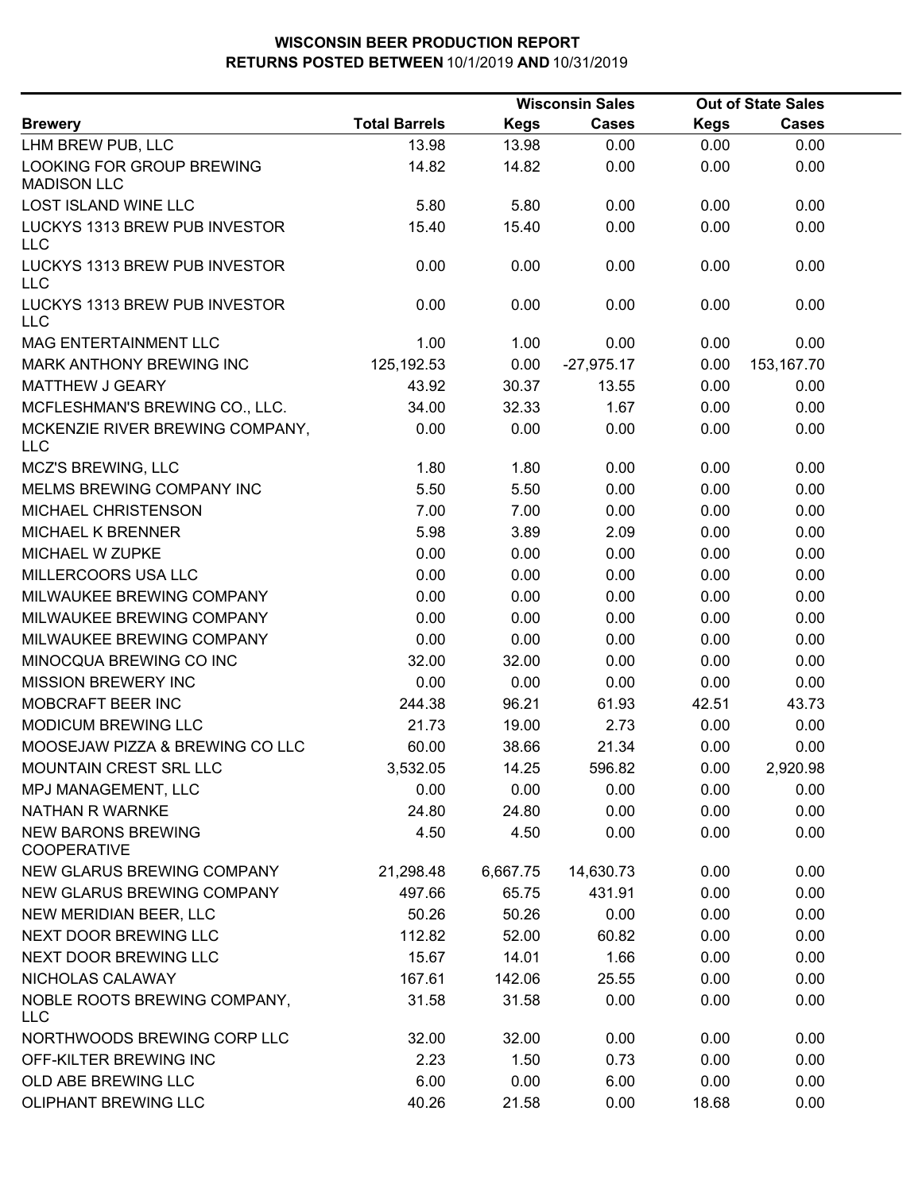# WISCONSIN BEER PRODUCTION REPORT

## RETURNS POSTED BETWEEN 10/1/2019 AND 10/31/2019

| Brewery | Total Barrels | Wisconsin Sales Kegs | Wisconsin Sales Cases | Out of State Sales Kegs | Out of State Sales Cases |
|---|---|---|---|---|---|
| LHM BREW PUB, LLC | 13.98 | 13.98 | 0.00 | 0.00 | 0.00 |
| LOOKING FOR GROUP BREWING MADISON LLC | 14.82 | 14.82 | 0.00 | 0.00 | 0.00 |
| LOST ISLAND WINE LLC | 5.80 | 5.80 | 0.00 | 0.00 | 0.00 |
| LUCKYS 1313 BREW PUB INVESTOR LLC | 15.40 | 15.40 | 0.00 | 0.00 | 0.00 |
| LUCKYS 1313 BREW PUB INVESTOR LLC | 0.00 | 0.00 | 0.00 | 0.00 | 0.00 |
| LUCKYS 1313 BREW PUB INVESTOR LLC | 0.00 | 0.00 | 0.00 | 0.00 | 0.00 |
| MAG ENTERTAINMENT LLC | 1.00 | 1.00 | 0.00 | 0.00 | 0.00 |
| MARK ANTHONY BREWING INC | 125,192.53 | 0.00 | -27,975.17 | 0.00 | 153,167.70 |
| MATTHEW J GEARY | 43.92 | 30.37 | 13.55 | 0.00 | 0.00 |
| MCFLESHMAN'S BREWING CO., LLC. | 34.00 | 32.33 | 1.67 | 0.00 | 0.00 |
| MCKENZIE RIVER BREWING COMPANY, LLC | 0.00 | 0.00 | 0.00 | 0.00 | 0.00 |
| MCZ'S BREWING, LLC | 1.80 | 1.80 | 0.00 | 0.00 | 0.00 |
| MELMS BREWING COMPANY INC | 5.50 | 5.50 | 0.00 | 0.00 | 0.00 |
| MICHAEL CHRISTENSON | 7.00 | 7.00 | 0.00 | 0.00 | 0.00 |
| MICHAEL K BRENNER | 5.98 | 3.89 | 2.09 | 0.00 | 0.00 |
| MICHAEL W ZUPKE | 0.00 | 0.00 | 0.00 | 0.00 | 0.00 |
| MILLERCOORS USA LLC | 0.00 | 0.00 | 0.00 | 0.00 | 0.00 |
| MILWAUKEE BREWING COMPANY | 0.00 | 0.00 | 0.00 | 0.00 | 0.00 |
| MILWAUKEE BREWING COMPANY | 0.00 | 0.00 | 0.00 | 0.00 | 0.00 |
| MILWAUKEE BREWING COMPANY | 0.00 | 0.00 | 0.00 | 0.00 | 0.00 |
| MINOCQUA BREWING CO INC | 32.00 | 32.00 | 0.00 | 0.00 | 0.00 |
| MISSION BREWERY INC | 0.00 | 0.00 | 0.00 | 0.00 | 0.00 |
| MOBCRAFT BEER INC | 244.38 | 96.21 | 61.93 | 42.51 | 43.73 |
| MODICUM BREWING LLC | 21.73 | 19.00 | 2.73 | 0.00 | 0.00 |
| MOOSEJAW PIZZA & BREWING CO LLC | 60.00 | 38.66 | 21.34 | 0.00 | 0.00 |
| MOUNTAIN CREST SRL LLC | 3,532.05 | 14.25 | 596.82 | 0.00 | 2,920.98 |
| MPJ MANAGEMENT, LLC | 0.00 | 0.00 | 0.00 | 0.00 | 0.00 |
| NATHAN R WARNKE | 24.80 | 24.80 | 0.00 | 0.00 | 0.00 |
| NEW BARONS BREWING COOPERATIVE | 4.50 | 4.50 | 0.00 | 0.00 | 0.00 |
| NEW GLARUS BREWING COMPANY | 21,298.48 | 6,667.75 | 14,630.73 | 0.00 | 0.00 |
| NEW GLARUS BREWING COMPANY | 497.66 | 65.75 | 431.91 | 0.00 | 0.00 |
| NEW MERIDIAN BEER, LLC | 50.26 | 50.26 | 0.00 | 0.00 | 0.00 |
| NEXT DOOR BREWING LLC | 112.82 | 52.00 | 60.82 | 0.00 | 0.00 |
| NEXT DOOR BREWING LLC | 15.67 | 14.01 | 1.66 | 0.00 | 0.00 |
| NICHOLAS CALAWAY | 167.61 | 142.06 | 25.55 | 0.00 | 0.00 |
| NOBLE ROOTS BREWING COMPANY, LLC | 31.58 | 31.58 | 0.00 | 0.00 | 0.00 |
| NORTHWOODS BREWING CORP LLC | 32.00 | 32.00 | 0.00 | 0.00 | 0.00 |
| OFF-KILTER BREWING INC | 2.23 | 1.50 | 0.73 | 0.00 | 0.00 |
| OLD ABE BREWING LLC | 6.00 | 0.00 | 6.00 | 0.00 | 0.00 |
| OLIPHANT BREWING LLC | 40.26 | 21.58 | 0.00 | 18.68 | 0.00 |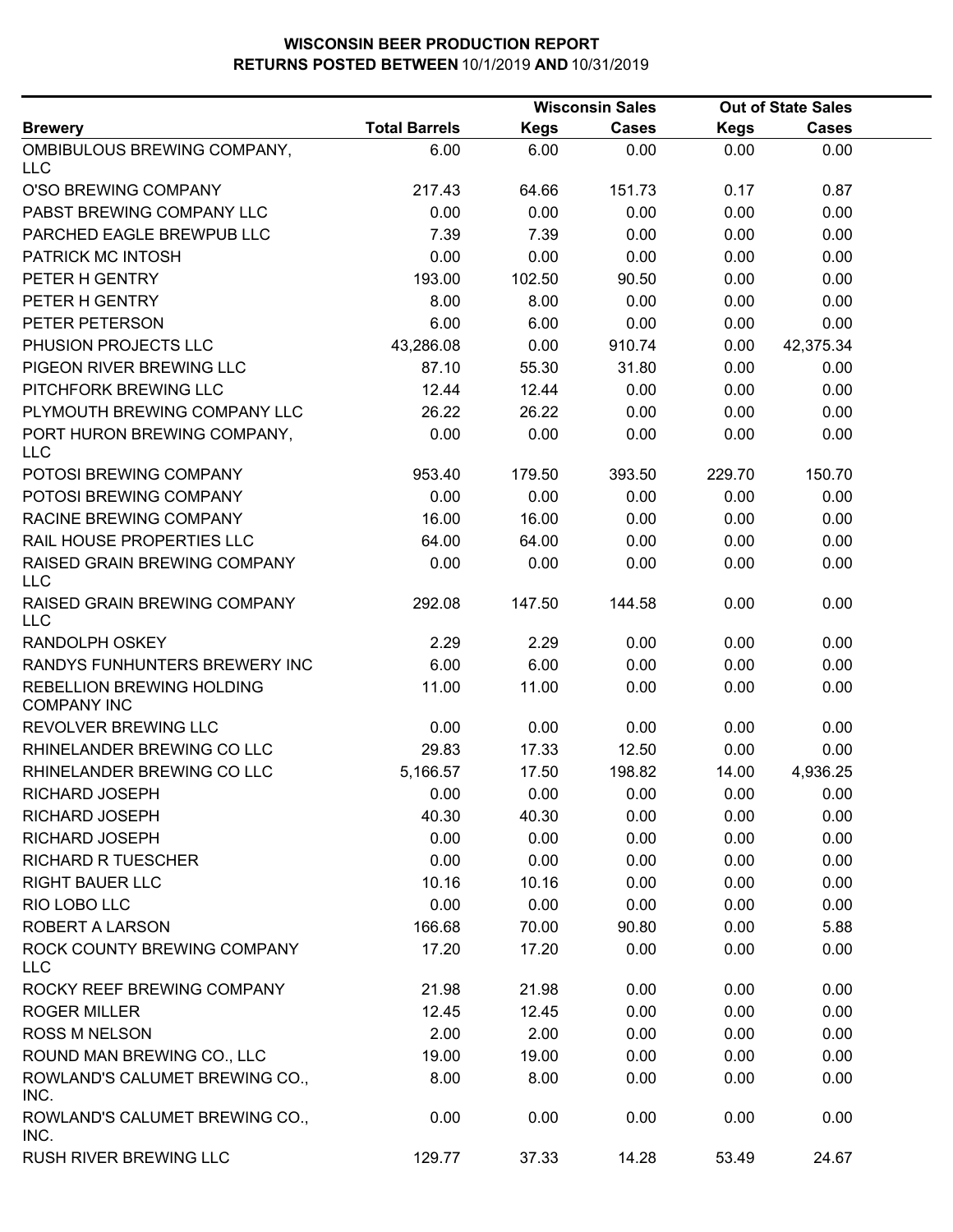# WISCONSIN BEER PRODUCTION REPORT
## RETURNS POSTED BETWEEN 10/1/2019 AND 10/31/2019

| Brewery | Total Barrels | Wisconsin Sales | | Out of State Sales | |
|---|---|---|---|---|---|
| | | Kegs | Cases | Kegs | Cases |
| OMBIBULOUS BREWING COMPANY, LLC | 6.00 | 6.00 | 0.00 | 0.00 | 0.00 |
| O'SO BREWING COMPANY | 217.43 | 64.66 | 151.73 | 0.17 | 0.87 |
| PABST BREWING COMPANY LLC | 0.00 | 0.00 | 0.00 | 0.00 | 0.00 |
| PARCHED EAGLE BREWPUB LLC | 7.39 | 7.39 | 0.00 | 0.00 | 0.00 |
| PATRICK MC INTOSH | 0.00 | 0.00 | 0.00 | 0.00 | 0.00 |
| PETER H GENTRY | 193.00 | 102.50 | 90.50 | 0.00 | 0.00 |
| PETER H GENTRY | 8.00 | 8.00 | 0.00 | 0.00 | 0.00 |
| PETER PETERSON | 6.00 | 6.00 | 0.00 | 0.00 | 0.00 |
| PHUSION PROJECTS LLC | 43,286.08 | 0.00 | 910.74 | 0.00 | 42,375.34 |
| PIGEON RIVER BREWING LLC | 87.10 | 55.30 | 31.80 | 0.00 | 0.00 |
| PITCHFORK BREWING LLC | 12.44 | 12.44 | 0.00 | 0.00 | 0.00 |
| PLYMOUTH BREWING COMPANY LLC | 26.22 | 26.22 | 0.00 | 0.00 | 0.00 |
| PORT HURON BREWING COMPANY, LLC | 0.00 | 0.00 | 0.00 | 0.00 | 0.00 |
| POTOSI BREWING COMPANY | 953.40 | 179.50 | 393.50 | 229.70 | 150.70 |
| POTOSI BREWING COMPANY | 0.00 | 0.00 | 0.00 | 0.00 | 0.00 |
| RACINE BREWING COMPANY | 16.00 | 16.00 | 0.00 | 0.00 | 0.00 |
| RAIL HOUSE PROPERTIES LLC | 64.00 | 64.00 | 0.00 | 0.00 | 0.00 |
| RAISED GRAIN BREWING COMPANY LLC | 0.00 | 0.00 | 0.00 | 0.00 | 0.00 |
| RAISED GRAIN BREWING COMPANY LLC | 292.08 | 147.50 | 144.58 | 0.00 | 0.00 |
| RANDOLPH OSKEY | 2.29 | 2.29 | 0.00 | 0.00 | 0.00 |
| RANDYS FUNHUNTERS BREWERY INC | 6.00 | 6.00 | 0.00 | 0.00 | 0.00 |
| REBELLION BREWING HOLDING COMPANY INC | 11.00 | 11.00 | 0.00 | 0.00 | 0.00 |
| REVOLVER BREWING LLC | 0.00 | 0.00 | 0.00 | 0.00 | 0.00 |
| RHINELANDER BREWING CO LLC | 29.83 | 17.33 | 12.50 | 0.00 | 0.00 |
| RHINELANDER BREWING CO LLC | 5,166.57 | 17.50 | 198.82 | 14.00 | 4,936.25 |
| RICHARD JOSEPH | 0.00 | 0.00 | 0.00 | 0.00 | 0.00 |
| RICHARD JOSEPH | 40.30 | 40.30 | 0.00 | 0.00 | 0.00 |
| RICHARD JOSEPH | 0.00 | 0.00 | 0.00 | 0.00 | 0.00 |
| RICHARD R TUESCHER | 0.00 | 0.00 | 0.00 | 0.00 | 0.00 |
| RIGHT BAUER LLC | 10.16 | 10.16 | 0.00 | 0.00 | 0.00 |
| RIO LOBO LLC | 0.00 | 0.00 | 0.00 | 0.00 | 0.00 |
| ROBERT A LARSON | 166.68 | 70.00 | 90.80 | 0.00 | 5.88 |
| ROCK COUNTY BREWING COMPANY LLC | 17.20 | 17.20 | 0.00 | 0.00 | 0.00 |
| ROCKY REEF BREWING COMPANY | 21.98 | 21.98 | 0.00 | 0.00 | 0.00 |
| ROGER MILLER | 12.45 | 12.45 | 0.00 | 0.00 | 0.00 |
| ROSS M NELSON | 2.00 | 2.00 | 0.00 | 0.00 | 0.00 |
| ROUND MAN BREWING CO., LLC | 19.00 | 19.00 | 0.00 | 0.00 | 0.00 |
| ROWLAND'S CALUMET BREWING CO., INC. | 8.00 | 8.00 | 0.00 | 0.00 | 0.00 |
| ROWLAND'S CALUMET BREWING CO., INC. | 0.00 | 0.00 | 0.00 | 0.00 | 0.00 |
| RUSH RIVER BREWING LLC | 129.77 | 37.33 | 14.28 | 53.49 | 24.67 |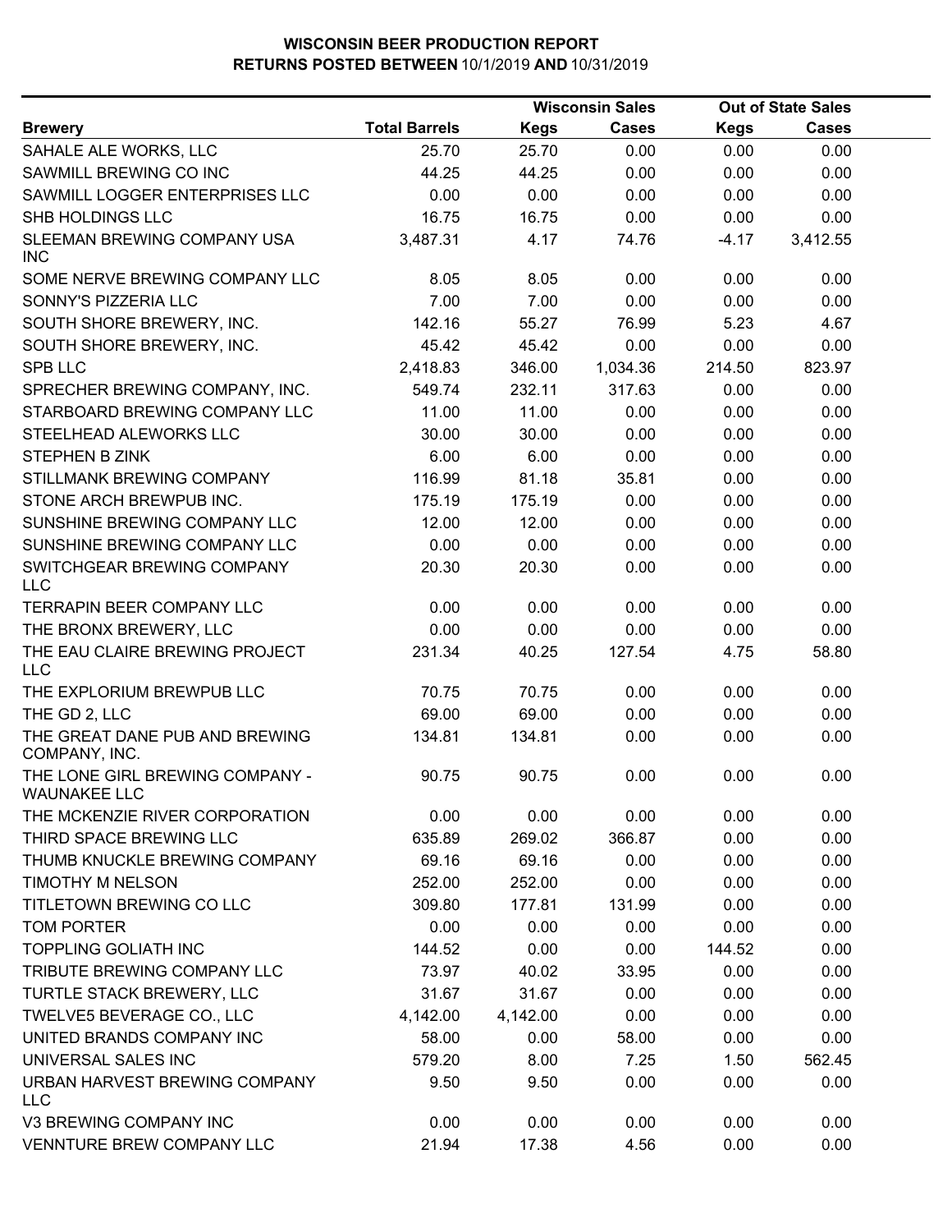# WISCONSIN BEER PRODUCTION REPORT
## RETURNS POSTED BETWEEN 10/1/2019 AND 10/31/2019

| | | Wisconsin Sales | | Out of State Sales | |
|---|---|---|---|---|---|
| **Brewery** | **Total Barrels** | **Kegs** | **Cases** | **Kegs** | **Cases** |
| SAHALE ALE WORKS, LLC | 25.70 | 25.70 | 0.00 | 0.00 | 0.00 |
| SAWMILL BREWING CO INC | 44.25 | 44.25 | 0.00 | 0.00 | 0.00 |
| SAWMILL LOGGER ENTERPRISES LLC | 0.00 | 0.00 | 0.00 | 0.00 | 0.00 |
| SHB HOLDINGS LLC | 16.75 | 16.75 | 0.00 | 0.00 | 0.00 |
| SLEEMAN BREWING COMPANY USA INC | 3,487.31 | 4.17 | 74.76 | -4.17 | 3,412.55 |
| SOME NERVE BREWING COMPANY LLC | 8.05 | 8.05 | 0.00 | 0.00 | 0.00 |
| SONNY'S PIZZERIA LLC | 7.00 | 7.00 | 0.00 | 0.00 | 0.00 |
| SOUTH SHORE BREWERY, INC. | 142.16 | 55.27 | 76.99 | 5.23 | 4.67 |
| SOUTH SHORE BREWERY, INC. | 45.42 | 45.42 | 0.00 | 0.00 | 0.00 |
| SPB LLC | 2,418.83 | 346.00 | 1,034.36 | 214.50 | 823.97 |
| SPRECHER BREWING COMPANY, INC. | 549.74 | 232.11 | 317.63 | 0.00 | 0.00 |
| STARBOARD BREWING COMPANY LLC | 11.00 | 11.00 | 0.00 | 0.00 | 0.00 |
| STEELHEAD ALEWORKS LLC | 30.00 | 30.00 | 0.00 | 0.00 | 0.00 |
| STEPHEN B ZINK | 6.00 | 6.00 | 0.00 | 0.00 | 0.00 |
| STILLMANK BREWING COMPANY | 116.99 | 81.18 | 35.81 | 0.00 | 0.00 |
| STONE ARCH BREWPUB INC. | 175.19 | 175.19 | 0.00 | 0.00 | 0.00 |
| SUNSHINE BREWING COMPANY LLC | 12.00 | 12.00 | 0.00 | 0.00 | 0.00 |
| SUNSHINE BREWING COMPANY LLC | 0.00 | 0.00 | 0.00 | 0.00 | 0.00 |
| SWITCHGEAR BREWING COMPANY LLC | 20.30 | 20.30 | 0.00 | 0.00 | 0.00 |
| TERRAPIN BEER COMPANY LLC | 0.00 | 0.00 | 0.00 | 0.00 | 0.00 |
| THE BRONX BREWERY, LLC | 0.00 | 0.00 | 0.00 | 0.00 | 0.00 |
| THE EAU CLAIRE BREWING PROJECT LLC | 231.34 | 40.25 | 127.54 | 4.75 | 58.80 |
| THE EXPLORIUM BREWPUB LLC | 70.75 | 70.75 | 0.00 | 0.00 | 0.00 |
| THE GD 2, LLC | 69.00 | 69.00 | 0.00 | 0.00 | 0.00 |
| THE GREAT DANE PUB AND BREWING COMPANY, INC. | 134.81 | 134.81 | 0.00 | 0.00 | 0.00 |
| THE LONE GIRL BREWING COMPANY - WAUNAKEE LLC | 90.75 | 90.75 | 0.00 | 0.00 | 0.00 |
| THE MCKENZIE RIVER CORPORATION | 0.00 | 0.00 | 0.00 | 0.00 | 0.00 |
| THIRD SPACE BREWING LLC | 635.89 | 269.02 | 366.87 | 0.00 | 0.00 |
| THUMB KNUCKLE BREWING COMPANY | 69.16 | 69.16 | 0.00 | 0.00 | 0.00 |
| TIMOTHY M NELSON | 252.00 | 252.00 | 0.00 | 0.00 | 0.00 |
| TITLETOWN BREWING CO LLC | 309.80 | 177.81 | 131.99 | 0.00 | 0.00 |
| TOM PORTER | 0.00 | 0.00 | 0.00 | 0.00 | 0.00 |
| TOPPLING GOLIATH INC | 144.52 | 0.00 | 0.00 | 144.52 | 0.00 |
| TRIBUTE BREWING COMPANY LLC | 73.97 | 40.02 | 33.95 | 0.00 | 0.00 |
| TURTLE STACK BREWERY, LLC | 31.67 | 31.67 | 0.00 | 0.00 | 0.00 |
| TWELVE5 BEVERAGE CO., LLC | 4,142.00 | 4,142.00 | 0.00 | 0.00 | 0.00 |
| UNITED BRANDS COMPANY INC | 58.00 | 0.00 | 58.00 | 0.00 | 0.00 |
| UNIVERSAL SALES INC | 579.20 | 8.00 | 7.25 | 1.50 | 562.45 |
| URBAN HARVEST BREWING COMPANY LLC | 9.50 | 9.50 | 0.00 | 0.00 | 0.00 |
| V3 BREWING COMPANY INC | 0.00 | 0.00 | 0.00 | 0.00 | 0.00 |
| VENNTURE BREW COMPANY LLC | 21.94 | 17.38 | 4.56 | 0.00 | 0.00 |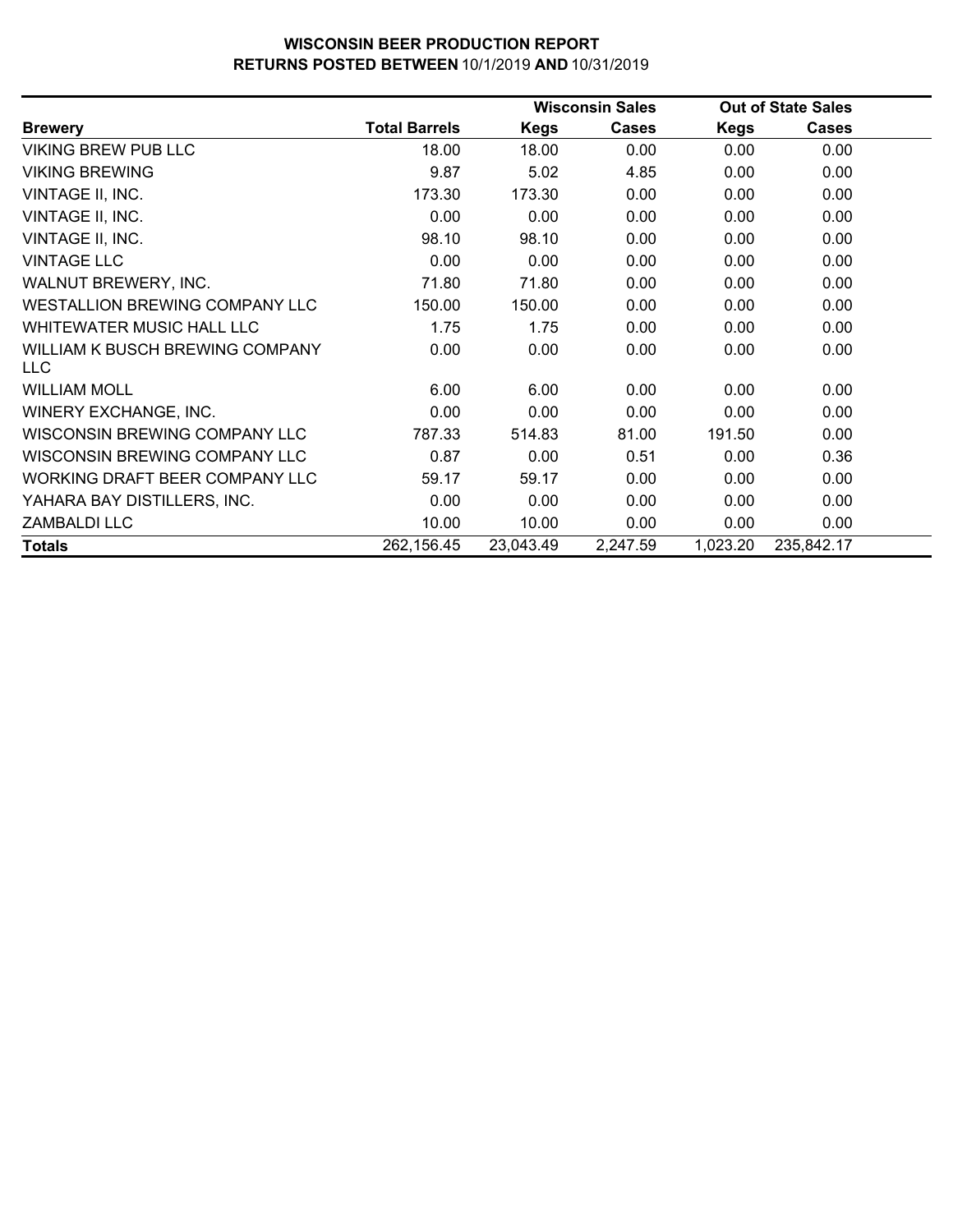**WISCONSIN BEER PRODUCTION REPORT**
**RETURNS POSTED BETWEEN** 10/1/2019 **AND** 10/31/2019

| | | Wisconsin Sales | | Out of State Sales | |
|---|---|---|---|---|---|
| **Brewery** | **Total Barrels** | **Kegs** | **Cases** | **Kegs** | **Cases** |
| VIKING BREW PUB LLC | 18.00 | 18.00 | 0.00 | 0.00 | 0.00 |
| VIKING BREWING | 9.87 | 5.02 | 4.85 | 0.00 | 0.00 |
| VINTAGE II, INC. | 173.30 | 173.30 | 0.00 | 0.00 | 0.00 |
| VINTAGE II, INC. | 0.00 | 0.00 | 0.00 | 0.00 | 0.00 |
| VINTAGE II, INC. | 98.10 | 98.10 | 0.00 | 0.00 | 0.00 |
| VINTAGE LLC | 0.00 | 0.00 | 0.00 | 0.00 | 0.00 |
| WALNUT BREWERY, INC. | 71.80 | 71.80 | 0.00 | 0.00 | 0.00 |
| WESTALLION BREWING COMPANY LLC | 150.00 | 150.00 | 0.00 | 0.00 | 0.00 |
| WHITEWATER MUSIC HALL LLC | 1.75 | 1.75 | 0.00 | 0.00 | 0.00 |
| WILLIAM K BUSCH BREWING COMPANY LLC | 0.00 | 0.00 | 0.00 | 0.00 | 0.00 |
| WILLIAM MOLL | 6.00 | 6.00 | 0.00 | 0.00 | 0.00 |
| WINERY EXCHANGE, INC. | 0.00 | 0.00 | 0.00 | 0.00 | 0.00 |
| WISCONSIN BREWING COMPANY LLC | 787.33 | 514.83 | 81.00 | 191.50 | 0.00 |
| WISCONSIN BREWING COMPANY LLC | 0.87 | 0.00 | 0.51 | 0.00 | 0.36 |
| WORKING DRAFT BEER COMPANY LLC | 59.17 | 59.17 | 0.00 | 0.00 | 0.00 |
| YAHARA BAY DISTILLERS, INC. | 0.00 | 0.00 | 0.00 | 0.00 | 0.00 |
| ZAMBALDI LLC | 10.00 | 10.00 | 0.00 | 0.00 | 0.00 |
| **Totals** | 262,156.45 | 23,043.49 | 2,247.59 | 1,023.20 | 235,842.17 |